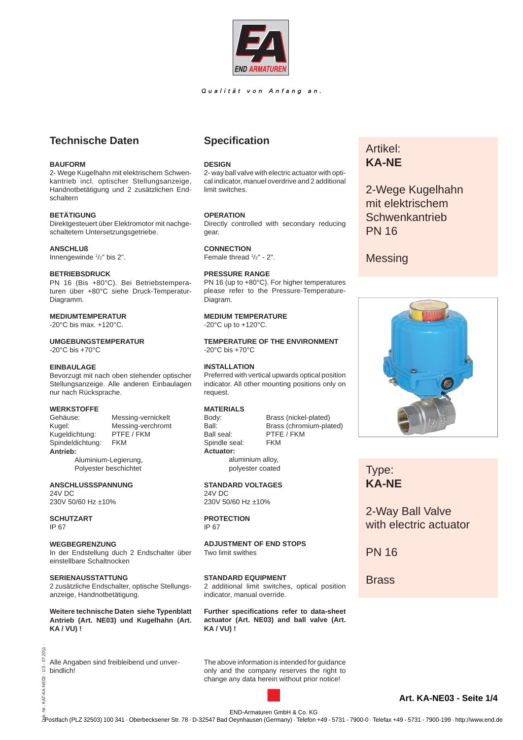END ARMATUREN

*Qualität von Anfang an.*

## Technische Daten

**BAUFORM**
2- Wege Kugelhahn mit elektrischem Schwenkantrieb incl. optischer Stellungsanzeige, Handnotbetätigung und 2 zusätzlichen Endschaltern

**BETÄTIGUNG**
Direktgesteuert über Elektromotor mit nachgeschaltetem Untersetzungsgetriebe.

**ANSCHLUß**
Innengewinde ½" bis 2".

**BETRIEBSDRUCK**
PN 16 (Bis +80°C). Bei Betriebstemperaturen über +80°C siehe Druck-Temperatur-Diagramm.

**MEDIUMTEMPERATUR**
-20°C bis max. +120°C.

**UMGEBUNGSTEMPERATUR**
-20°C bis +70°C

**EINBAULAGE**
Bevorzugt mit nach oben stehender optischer Stellungsanzeige. Alle anderen Einbaulagen nur nach Rücksprache.

**WERKSTOFFE**

| | |
|---|---|
| Gehäuse: | Messing-vernickelt |
| Kugel: | Messing-verchromt |
| Kugeldichtung: | PTFE / FKM |
| Spindeldichtung: | FKM |

**Antrieb:**
Aluminium-Legierung, Polyester beschichtet

**ANSCHLUSSSPANNUNG**
24V DC
230V 50/60 Hz ±10%

**SCHUTZART**
IP 67

**WEGBEGRENZUNG**
In der Endstellung duch 2 Endschalter über einstellbare Schaltnocken

**SERIENAUSSTATTUNG**
2 zusätzliche Endschalter, optische Stellungsanzeige, Handnotbetätigung.

**Weitere technische Daten siehe Typenblatt Antrieb (Art. NE03) und Kugelhahn (Art. KA / VU) !**

Alle Angaben sind freibleibend und unverbindlich!

## Specification

**DESIGN**
2- way ball valve with electric actuator with optical indicator, manuel overdrive and 2 additional limit switches.

**OPERATION**
Directly controlled with secondary reducing gear.

**CONNECTION**
Female thread ½" - 2".

**PRESSURE RANGE**
PN 16 (up to +80°C). For higher temperatures please refer to the Pressure-Temperature-Diagram.

**MEDIUM TEMPERATURE**
-20°C up to +120°C.

**TEMPERATURE OF THE ENVIRONMENT**
-20°C bis +70°C

**INSTALLATION**
Preferred with vertical upwards optical position indicator. All other mounting positions only on request.

**MATERIALS**

| | |
|---|---|
| Body: | Brass (nickel-plated) |
| Ball: | Brass (chromium-plated) |
| Ball seal: | PTFE / FKM |
| Spindle seal: | FKM |

**Actuator:**
aluminium alloy, polyester coated

**STANDARD VOLTAGES**
24V DC
230V 50/60 Hz ±10%

**PROTECTION**
IP 67

**ADJUSTMENT OF END STOPS**
Two limit swithes

**STANDARD EQUIPMENT**
2 additional limit switches, optical position indicator, manual override.

**Further specifications refer to data-sheet actuator (Art. NE03) and ball valve (Art. KA / VU) !**

The above information is intended for guidance only and the company reserves the right to change any data herein without prior notice!

---

Artikel:
**KA-NE**

2-Wege Kugelhahn mit elektrischem Schwenkantrieb
PN 16

Messing

Type:
**KA-NE**

2-Way Ball Valve with electric actuator

PN 16

Brass

**Art. KA-NE03 - Seite 1/4**

Dok.-Nr.: KAT-KA-NE03 - 1/3 - 07.2011 -

END-Armaturen GmbH & Co. KG
Postfach (PLZ 32503) 100 341 · Oberbecksener Str. 78 · D-32547 Bad Oeynhausen (Germany) · Telefon +49 - 5731 - 7900-0 · Telefax +49 - 5731 - 7900-199 · http://www.end.de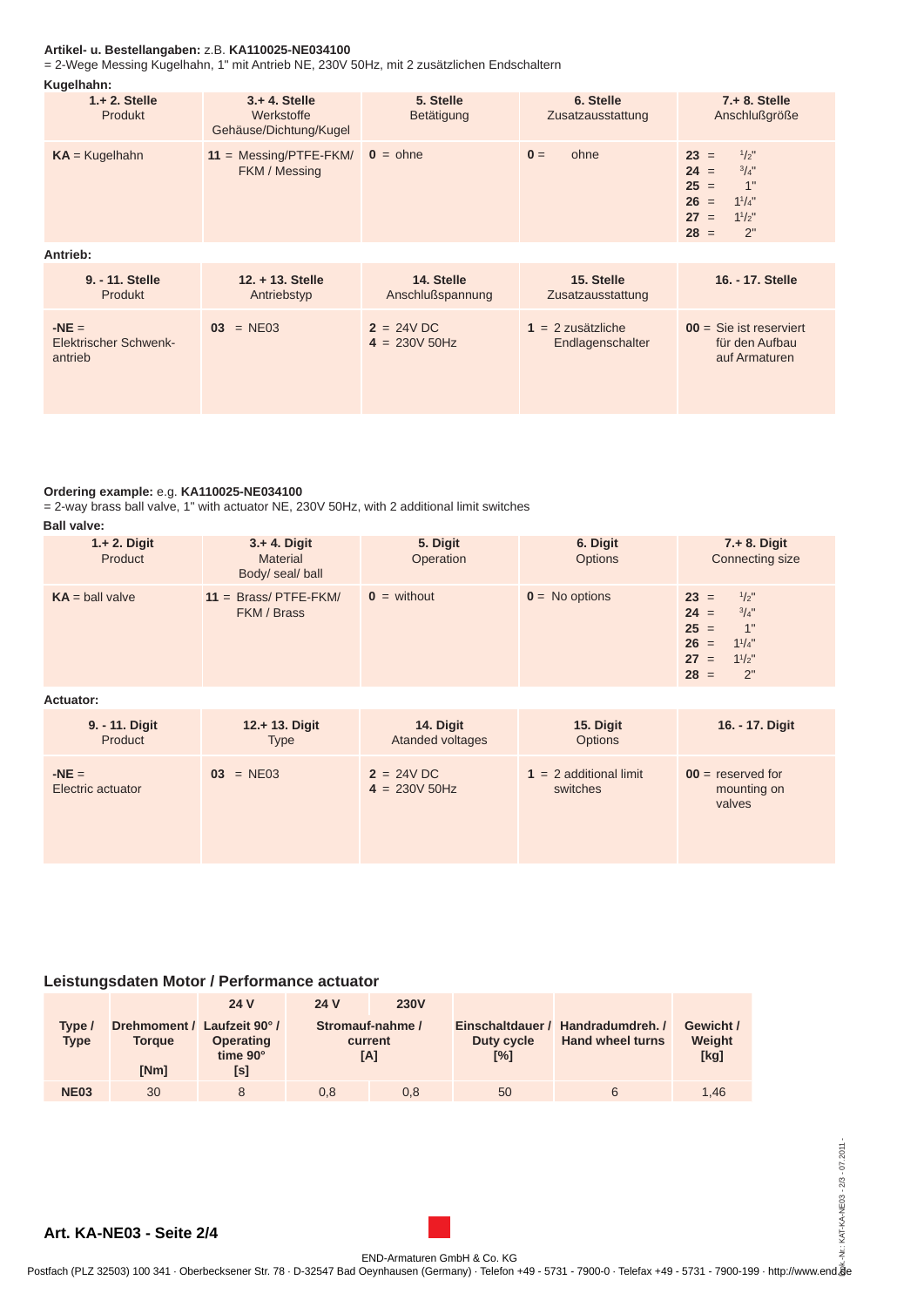**Artikel- u. Bestellangaben:** z.B. **KA110025-NE034100**
= 2-Wege Messing Kugelhahn, 1" mit Antrieb NE, 230V 50Hz, mit 2 zusätzlichen Endschaltern

**Kugelhahn:**

| 1.+ 2. Stelle Produkt | 3.+ 4. Stelle Werkstoffe Gehäuse/Dichtung/Kugel | 5. Stelle Betätigung | 6. Stelle Zusatzausstattung | 7.+ 8. Stelle Anschlußgröße |
|---|---|---|---|---|
| **KA** = Kugelhahn | **11** = Messing/PTFE-FKM/ FKM / Messing | **0** = ohne | **0** = ohne | **23** = 1/2"<br>**24** = 3/4"<br>**25** = 1"<br>**26** = 1 1/4"<br>**27** = 1 1/2"<br>**28** = 2" |

**Antrieb:**

| 9. - 11. Stelle Produkt | 12. + 13. Stelle Antriebstyp | 14. Stelle Anschlußspannung | 15. Stelle Zusatzausstattung | 16. - 17. Stelle |
|---|---|---|---|---|
| **-NE** = Elektrischer Schwenk-antrieb | **03** = NE03 | **2** = 24V DC<br>**4** = 230V 50Hz | **1** = 2 zusätzliche Endlagenschalter | **00** = Sie ist reserviert für den Aufbau auf Armaturen |

**Ordering example:** e.g. **KA110025-NE034100**
= 2-way brass ball valve, 1" with actuator NE, 230V 50Hz, with 2 additional limit switches

**Ball valve:**

| 1.+ 2. Digit Product | 3.+ 4. Digit Material Body/ seal/ ball | 5. Digit Operation | 6. Digit Options | 7.+ 8. Digit Connecting size |
|---|---|---|---|---|
| **KA** = ball valve | **11** = Brass/ PTFE-FKM/ FKM / Brass | **0** = without | **0** = No options | **23** = 1/2"<br>**24** = 3/4"<br>**25** = 1"<br>**26** = 1 1/4"<br>**27** = 1 1/2"<br>**28** = 2" |

**Actuator:**

| 9. - 11. Digit Product | 12.+ 13. Digit Type | 14. Digit Atanded voltages | 15. Digit Options | 16. - 17. Digit |
|---|---|---|---|---|
| **-NE** = Electric actuator | **03** = NE03 | **2** = 24V DC<br>**4** = 230V 50Hz | **1** = 2 additional limit switches | **00** = reserved for mounting on valves |

## Leistungsdaten Motor / Performance actuator

| Type / Type | Drehmoment / Torque [Nm] | 24 V Laufzeit 90° / Operating time 90° [s] | 24 V Stromauf-nahme / current [A] | 230V Stromauf-nahme / current [A] | Einschaltdauer / Duty cycle [%] | Handradumdreh. / Hand wheel turns | Gewicht / Weight [kg] |
|---|---|---|---|---|---|---|---|
| **NE03** | 30 | 8 | 0,8 | 0,8 | 50 | 6 | 1,46 |

**Art. KA-NE03 - Seite 2/4**

END-Armaturen GmbH & Co. KG
Postfach (PLZ 32503) 100 341 · Oberbecksener Str. 78 · D-32547 Bad Oeynhausen (Germany) · Telefon +49 - 5731 - 7900-0 · Telefax +49 - 5731 - 7900-199 · http://www.end.de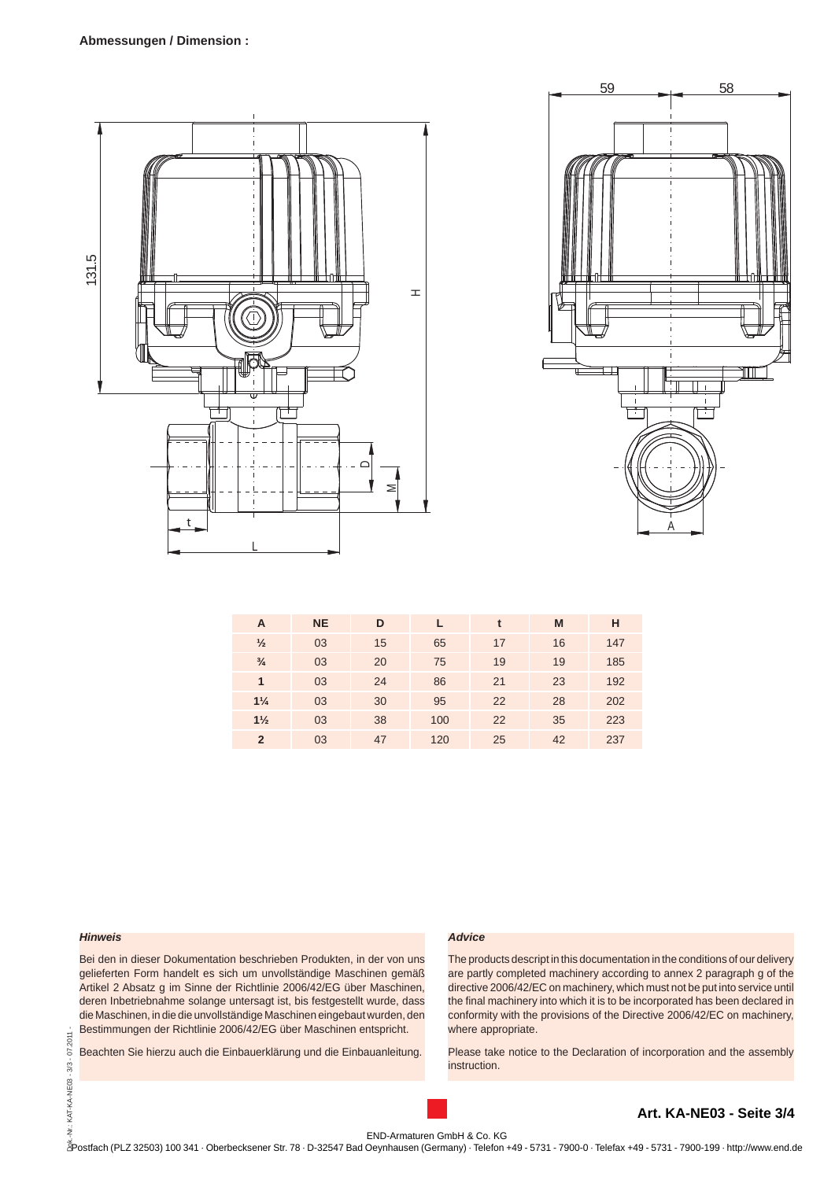**Abmessungen / Dimension :**

59
58
131.5
H
D
M
t
L
A

| A | NE | D | L | t | M | H |
|---|---|---|---|---|---|---|
| ½ | 03 | 15 | 65 | 17 | 16 | 147 |
| ¾ | 03 | 20 | 75 | 19 | 19 | 185 |
| 1 | 03 | 24 | 86 | 21 | 23 | 192 |
| 1¼ | 03 | 30 | 95 | 22 | 28 | 202 |
| 1½ | 03 | 38 | 100 | 22 | 35 | 223 |
| 2 | 03 | 47 | 120 | 25 | 42 | 237 |

***Hinweis***

Bei den in dieser Dokumentation beschrieben Produkten, in der von uns gelieferten Form handelt es sich um unvollständige Maschinen gemäß Artikel 2 Absatz g im Sinne der Richtlinie 2006/42/EG über Maschinen, deren Inbetriebnahme solange untersagt ist, bis festgestellt wurde, dass die Maschinen, in die die unvollständige Maschinen eingebaut wurden, den Bestimmungen der Richtlinie 2006/42/EG über Maschinen entspricht.

Beachten Sie hierzu auch die Einbauerklärung und die Einbauanleitung.

***Advice***

The products descript in this documentation in the conditions of our delivery are partly completed machinery according to annex 2 paragraph g of the directive 2006/42/EC on machinery, which must not be put into service until the final machinery into which it is to be incorporated has been declared in conformity with the provisions of the Directive 2006/42/EC on machinery, where appropriate.

Please take notice to the Declaration of incorporation and the assembly instruction.

**Art. KA-NE03 - Seite 3/4**

END-Armaturen GmbH & Co. KG
Postfach (PLZ 32503) 100 341 · Oberbecksener Str. 78 · D-32547 Bad Oeynhausen (Germany) · Telefon +49 - 5731 - 7900-0 · Telefax +49 - 5731 - 7900-199 · http://www.end.de